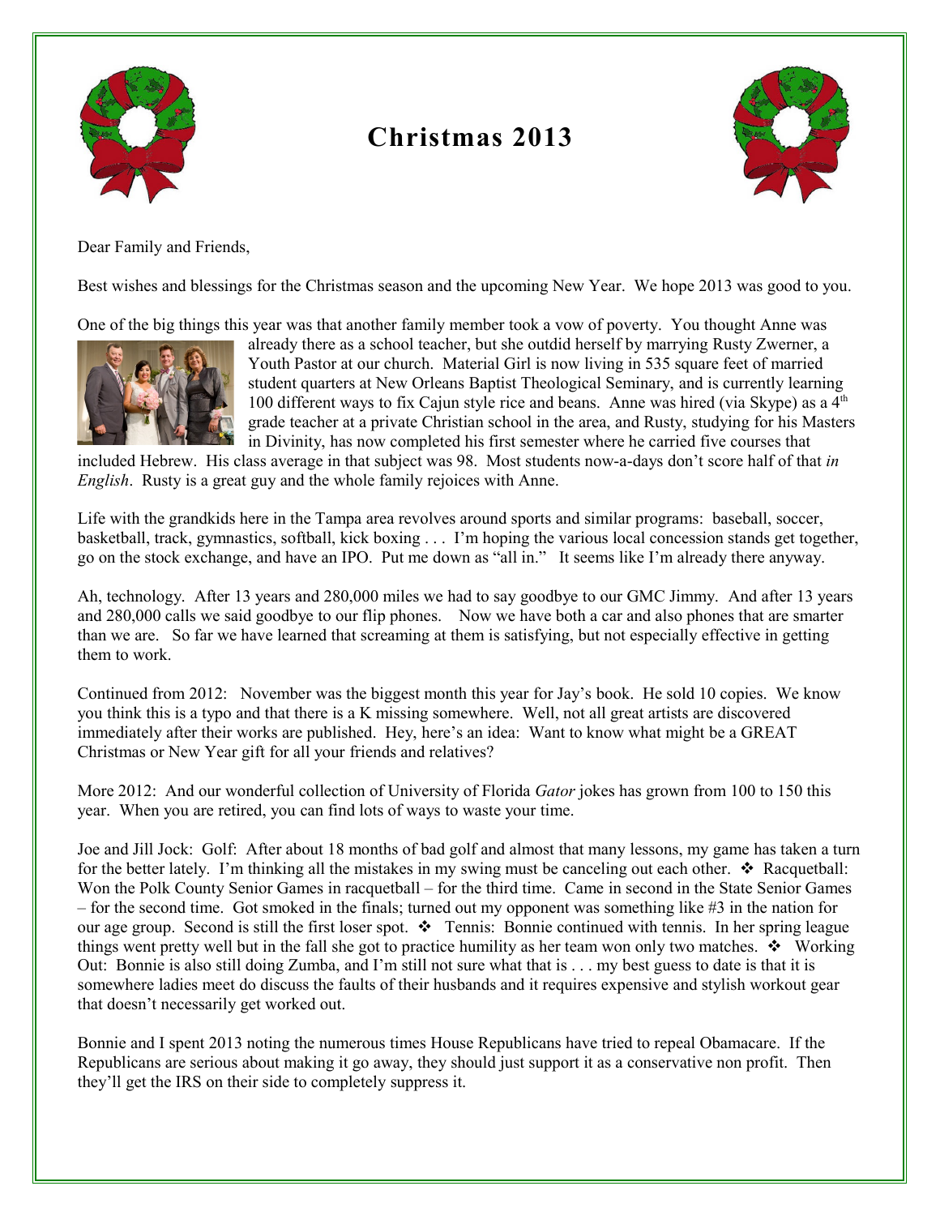# Christmas 2013

Dear Family and Friends,

Best wishes and blessings for the Christmas season and the upcoming New Year. We hope 2013 was good to you.

One of the big things this year was that another family member took a vow of poverty. You thought Anne was already there as a school teacher, but she outdid herself by marrying Rusty Zwerner, a Youth Pastor at our church. Material Girl is now living in 535 square feet of married student quarters at New Orleans Baptist Theological Seminary, and is currently learning 100 different ways to fix Cajun style rice and beans. Anne was hired (via Skype) as a 4th grade teacher at a private Christian school in the area, and Rusty, studying for his Masters in Divinity, has now completed his first semester where he carried five courses that included Hebrew. His class average in that subject was 98. Most students now-a-days don't score half of that *in English*. Rusty is a great guy and the whole family rejoices with Anne.

Life with the grandkids here in the Tampa area revolves around sports and similar programs: baseball, soccer, basketball, track, gymnastics, softball, kick boxing . . . I'm hoping the various local concession stands get together, go on the stock exchange, and have an IPO. Put me down as "all in." It seems like I'm already there anyway.

Ah, technology. After 13 years and 280,000 miles we had to say goodbye to our GMC Jimmy. And after 13 years and 280,000 calls we said goodbye to our flip phones. Now we have both a car and also phones that are smarter than we are. So far we have learned that screaming at them is satisfying, but not especially effective in getting them to work.

Continued from 2012: November was the biggest month this year for Jay's book. He sold 10 copies. We know you think this is a typo and that there is a K missing somewhere. Well, not all great artists are discovered immediately after their works are published. Hey, here's an idea: Want to know what might be a GREAT Christmas or New Year gift for all your friends and relatives?

More 2012: And our wonderful collection of University of Florida *Gator* jokes has grown from 100 to 150 this year. When you are retired, you can find lots of ways to waste your time.

Joe and Jill Jock: Golf: After about 18 months of bad golf and almost that many lessons, my game has taken a turn for the better lately. I'm thinking all the mistakes in my swing must be canceling out each other. ❖ Racquetball: Won the Polk County Senior Games in racquetball – for the third time. Came in second in the State Senior Games – for the second time. Got smoked in the finals; turned out my opponent was something like #3 in the nation for our age group. Second is still the first loser spot. ❖ Tennis: Bonnie continued with tennis. In her spring league things went pretty well but in the fall she got to practice humility as her team won only two matches. ❖ Working Out: Bonnie is also still doing Zumba, and I'm still not sure what that is . . . my best guess to date is that it is somewhere ladies meet do discuss the faults of their husbands and it requires expensive and stylish workout gear that doesn't necessarily get worked out.

Bonnie and I spent 2013 noting the numerous times House Republicans have tried to repeal Obamacare. If the Republicans are serious about making it go away, they should just support it as a conservative non profit. Then they'll get the IRS on their side to completely suppress it.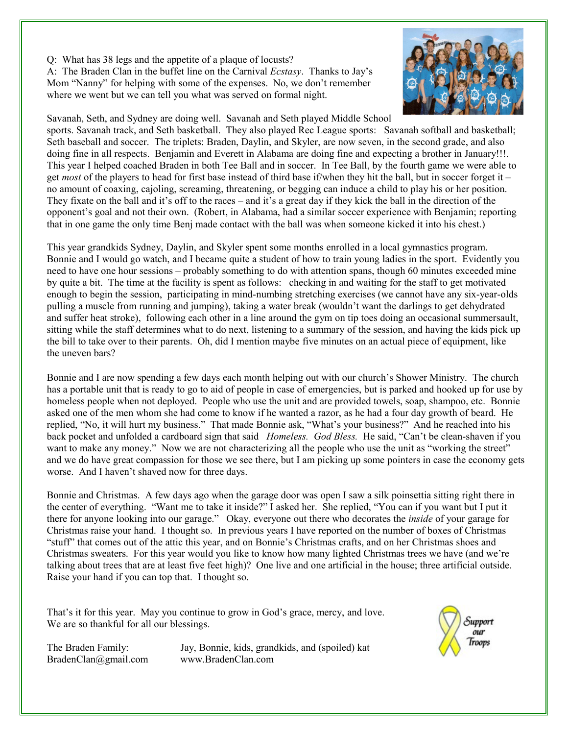Q: What has 38 legs and the appetite of a plaque of locusts?
A: The Braden Clan in the buffet line on the Carnival *Ecstasy*. Thanks to Jay's Mom "Nanny" for helping with some of the expenses. No, we don't remember where we went but we can tell you what was served on formal night.

Savanah, Seth, and Sydney are doing well. Savanah and Seth played Middle School sports. Savanah track, and Seth basketball. They also played Rec League sports: Savanah softball and basketball; Seth baseball and soccer. The triplets: Braden, Daylin, and Skyler, are now seven, in the second grade, and also doing fine in all respects. Benjamin and Everett in Alabama are doing fine and expecting a brother in January!!!. This year I helped coached Braden in both Tee Ball and in soccer. In Tee Ball, by the fourth game we were able to get *most* of the players to head for first base instead of third base if/when they hit the ball, but in soccer forget it – no amount of coaxing, cajoling, screaming, threatening, or begging can induce a child to play his or her position. They fixate on the ball and it's off to the races – and it's a great day if they kick the ball in the direction of the opponent's goal and not their own. (Robert, in Alabama, had a similar soccer experience with Benjamin; reporting that in one game the only time Benj made contact with the ball was when someone kicked it into his chest.)

This year grandkids Sydney, Daylin, and Skyler spent some months enrolled in a local gymnastics program. Bonnie and I would go watch, and I became quite a student of how to train young ladies in the sport. Evidently you need to have one hour sessions – probably something to do with attention spans, though 60 minutes exceeded mine by quite a bit. The time at the facility is spent as follows: checking in and waiting for the staff to get motivated enough to begin the session, participating in mind-numbing stretching exercises (we cannot have any six-year-olds pulling a muscle from running and jumping), taking a water break (wouldn't want the darlings to get dehydrated and suffer heat stroke), following each other in a line around the gym on tip toes doing an occasional summersault, sitting while the staff determines what to do next, listening to a summary of the session, and having the kids pick up the bill to take over to their parents. Oh, did I mention maybe five minutes on an actual piece of equipment, like the uneven bars?

Bonnie and I are now spending a few days each month helping out with our church's Shower Ministry. The church has a portable unit that is ready to go to aid of people in case of emergencies, but is parked and hooked up for use by homeless people when not deployed. People who use the unit and are provided towels, soap, shampoo, etc. Bonnie asked one of the men whom she had come to know if he wanted a razor, as he had a four day growth of beard. He replied, "No, it will hurt my business." That made Bonnie ask, "What's your business?" And he reached into his back pocket and unfolded a cardboard sign that said *Homeless. God Bless.* He said, "Can't be clean-shaven if you want to make any money." Now we are not characterizing all the people who use the unit as "working the street" and we do have great compassion for those we see there, but I am picking up some pointers in case the economy gets worse. And I haven't shaved now for three days.

Bonnie and Christmas. A few days ago when the garage door was open I saw a silk poinsettia sitting right there in the center of everything. "Want me to take it inside?" I asked her. She replied, "You can if you want but I put it there for anyone looking into our garage." Okay, everyone out there who decorates the *inside* of your garage for Christmas raise your hand. I thought so. In previous years I have reported on the number of boxes of Christmas "stuff" that comes out of the attic this year, and on Bonnie's Christmas crafts, and on her Christmas shoes and Christmas sweaters. For this year would you like to know how many lighted Christmas trees we have (and we're talking about trees that are at least five feet high)? One live and one artificial in the house; three artificial outside. Raise your hand if you can top that. I thought so.

That's it for this year. May you continue to grow in God's grace, mercy, and love.
We are so thankful for all our blessings.

The Braden Family: Jay, Bonnie, kids, grandkids, and (spoiled) kat
BradenClan@gmail.com www.BradenClan.com

Support our Troops